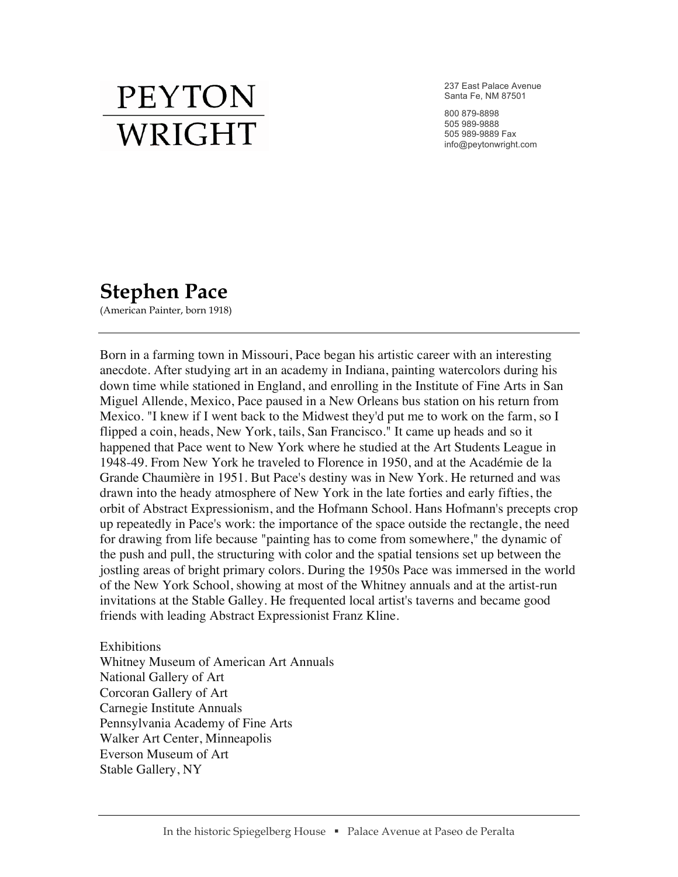# PEYTON WRIGHT

237 East Palace Avenue
Santa Fe, NM 87501

800 879-8898
505 989-9888
505 989-9889 Fax
info@peytonwright.com

## Stephen Pace

(American Painter, born 1918)

---

Born in a farming town in Missouri, Pace began his artistic career with an interesting anecdote. After studying art in an academy in Indiana, painting watercolors during his down time while stationed in England, and enrolling in the Institute of Fine Arts in San Miguel Allende, Mexico, Pace paused in a New Orleans bus station on his return from Mexico. "I knew if I went back to the Midwest they'd put me to work on the farm, so I flipped a coin, heads, New York, tails, San Francisco." It came up heads and so it happened that Pace went to New York where he studied at the Art Students League in 1948-49. From New York he traveled to Florence in 1950, and at the Académie de la Grande Chaumière in 1951. But Pace's destiny was in New York. He returned and was drawn into the heady atmosphere of New York in the late forties and early fifties, the orbit of Abstract Expressionism, and the Hofmann School. Hans Hofmann's precepts crop up repeatedly in Pace's work: the importance of the space outside the rectangle, the need for drawing from life because "painting has to come from somewhere," the dynamic of the push and pull, the structuring with color and the spatial tensions set up between the jostling areas of bright primary colors. During the 1950s Pace was immersed in the world of the New York School, showing at most of the Whitney annuals and at the artist-run invitations at the Stable Galley. He frequented local artist's taverns and became good friends with leading Abstract Expressionist Franz Kline.

Exhibitions
Whitney Museum of American Art Annuals
National Gallery of Art
Corcoran Gallery of Art
Carnegie Institute Annuals
Pennsylvania Academy of Fine Arts
Walker Art Center, Minneapolis
Everson Museum of Art
Stable Gallery, NY

---

In the historic Spiegelberg House ▪ Palace Avenue at Paseo de Peralta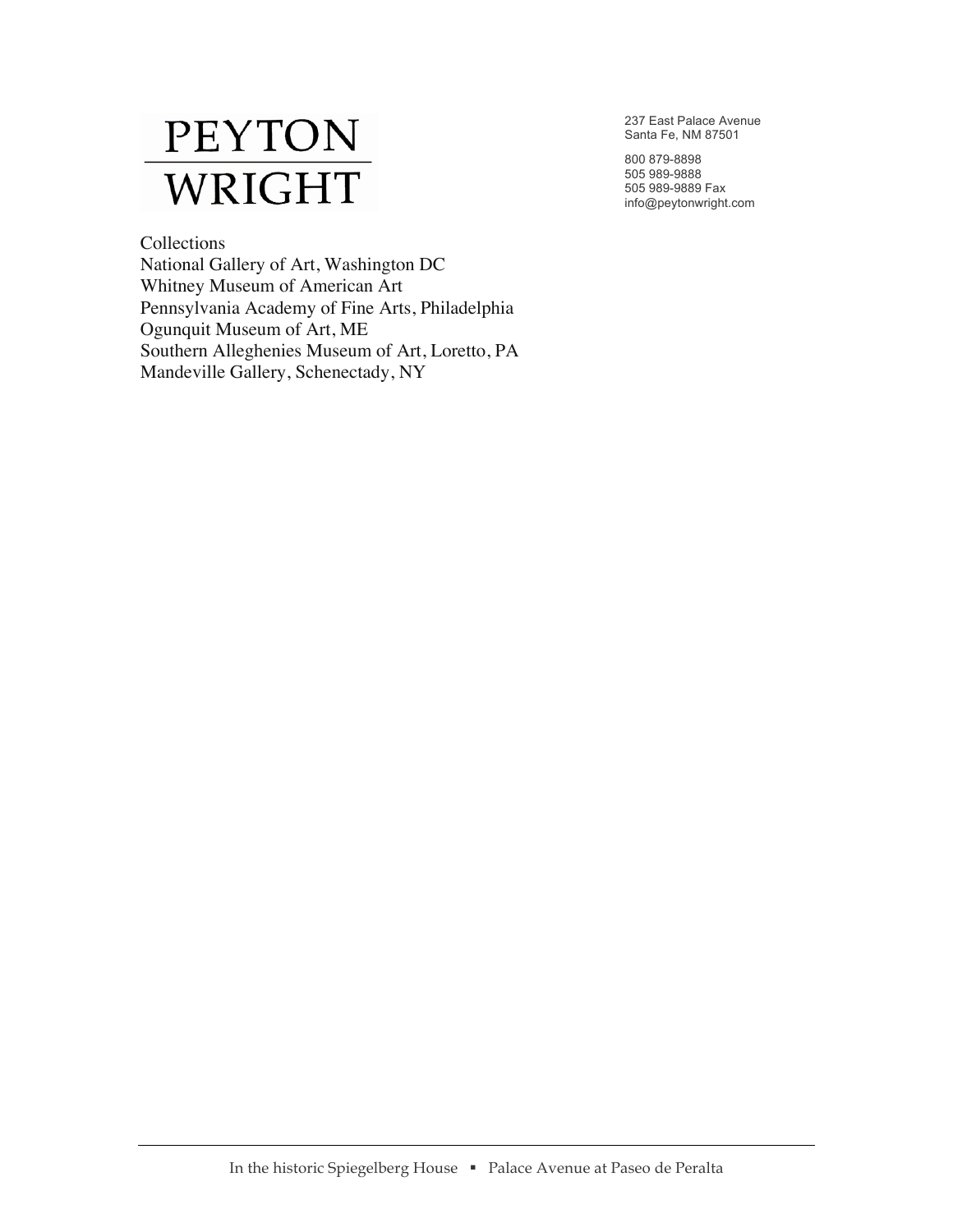PEYTON WRIGHT

237 East Palace Avenue
Santa Fe, NM 87501

800 879-8898
505 989-9888
505 989-9889 Fax
info@peytonwright.com

Collections
National Gallery of Art, Washington DC
Whitney Museum of American Art
Pennsylvania Academy of Fine Arts, Philadelphia
Ogunquit Museum of Art, ME
Southern Alleghenies Museum of Art, Loretto, PA
Mandeville Gallery, Schenectady, NY

In the historic Spiegelberg House ▪ Palace Avenue at Paseo de Peralta